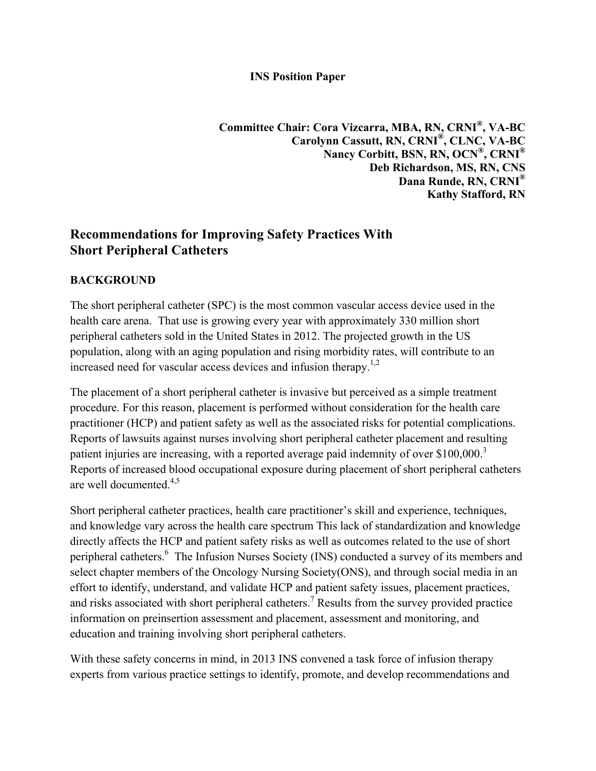**INS Position Paper**

**Committee Chair: Cora Vizcarra, MBA, RN, CRNI®, VA-BC**
**Carolynn Cassutt, RN, CRNI®, CLNC, VA-BC**
**Nancy Corbitt, BSN, RN, OCN®, CRNI®**
**Deb Richardson, MS, RN, CNS**
**Dana Runde, RN, CRNI®**
**Kathy Stafford, RN**

# Recommendations for Improving Safety Practices With Short Peripheral Catheters

## BACKGROUND

The short peripheral catheter (SPC) is the most common vascular access device used in the health care arena. That use is growing every year with approximately 330 million short peripheral catheters sold in the United States in 2012. The projected growth in the US population, along with an aging population and rising morbidity rates, will contribute to an increased need for vascular access devices and infusion therapy.[1,2]

The placement of a short peripheral catheter is invasive but perceived as a simple treatment procedure. For this reason, placement is performed without consideration for the health care practitioner (HCP) and patient safety as well as the associated risks for potential complications. Reports of lawsuits against nurses involving short peripheral catheter placement and resulting patient injuries are increasing, with a reported average paid indemnity of over $100,000.[3] Reports of increased blood occupational exposure during placement of short peripheral catheters are well documented.[4,5]

Short peripheral catheter practices, health care practitioner's skill and experience, techniques, and knowledge vary across the health care spectrum This lack of standardization and knowledge directly affects the HCP and patient safety risks as well as outcomes related to the use of short peripheral catheters.[6] The Infusion Nurses Society (INS) conducted a survey of its members and select chapter members of the Oncology Nursing Society(ONS), and through social media in an effort to identify, understand, and validate HCP and patient safety issues, placement practices, and risks associated with short peripheral catheters.[7] Results from the survey provided practice information on preinsertion assessment and placement, assessment and monitoring, and education and training involving short peripheral catheters.

With these safety concerns in mind, in 2013 INS convened a task force of infusion therapy experts from various practice settings to identify, promote, and develop recommendations and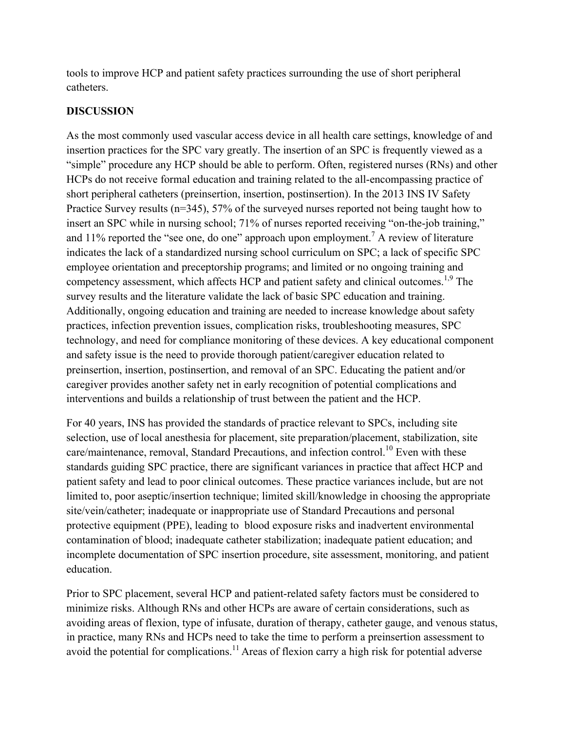tools to improve HCP and patient safety practices surrounding the use of short peripheral catheters.

## DISCUSSION

As the most commonly used vascular access device in all health care settings, knowledge of and insertion practices for the SPC vary greatly. The insertion of an SPC is frequently viewed as a "simple" procedure any HCP should be able to perform. Often, registered nurses (RNs) and other HCPs do not receive formal education and training related to the all-encompassing practice of short peripheral catheters (preinsertion, insertion, postinsertion). In the 2013 INS IV Safety Practice Survey results (n=345), 57% of the surveyed nurses reported not being taught how to insert an SPC while in nursing school; 71% of nurses reported receiving "on-the-job training," and 11% reported the "see one, do one" approach upon employment.[7] A review of literature indicates the lack of a standardized nursing school curriculum on SPC; a lack of specific SPC employee orientation and preceptorship programs; and limited or no ongoing training and competency assessment, which affects HCP and patient safety and clinical outcomes.[1,9] The survey results and the literature validate the lack of basic SPC education and training. Additionally, ongoing education and training are needed to increase knowledge about safety practices, infection prevention issues, complication risks, troubleshooting measures, SPC technology, and need for compliance monitoring of these devices. A key educational component and safety issue is the need to provide thorough patient/caregiver education related to preinsertion, insertion, postinsertion, and removal of an SPC. Educating the patient and/or caregiver provides another safety net in early recognition of potential complications and interventions and builds a relationship of trust between the patient and the HCP.

For 40 years, INS has provided the standards of practice relevant to SPCs, including site selection, use of local anesthesia for placement, site preparation/placement, stabilization, site care/maintenance, removal, Standard Precautions, and infection control.[10] Even with these standards guiding SPC practice, there are significant variances in practice that affect HCP and patient safety and lead to poor clinical outcomes. These practice variances include, but are not limited to, poor aseptic/insertion technique; limited skill/knowledge in choosing the appropriate site/vein/catheter; inadequate or inappropriate use of Standard Precautions and personal protective equipment (PPE), leading to blood exposure risks and inadvertent environmental contamination of blood; inadequate catheter stabilization; inadequate patient education; and incomplete documentation of SPC insertion procedure, site assessment, monitoring, and patient education.

Prior to SPC placement, several HCP and patient-related safety factors must be considered to minimize risks. Although RNs and other HCPs are aware of certain considerations, such as avoiding areas of flexion, type of infusate, duration of therapy, catheter gauge, and venous status, in practice, many RNs and HCPs need to take the time to perform a preinsertion assessment to avoid the potential for complications.[11] Areas of flexion carry a high risk for potential adverse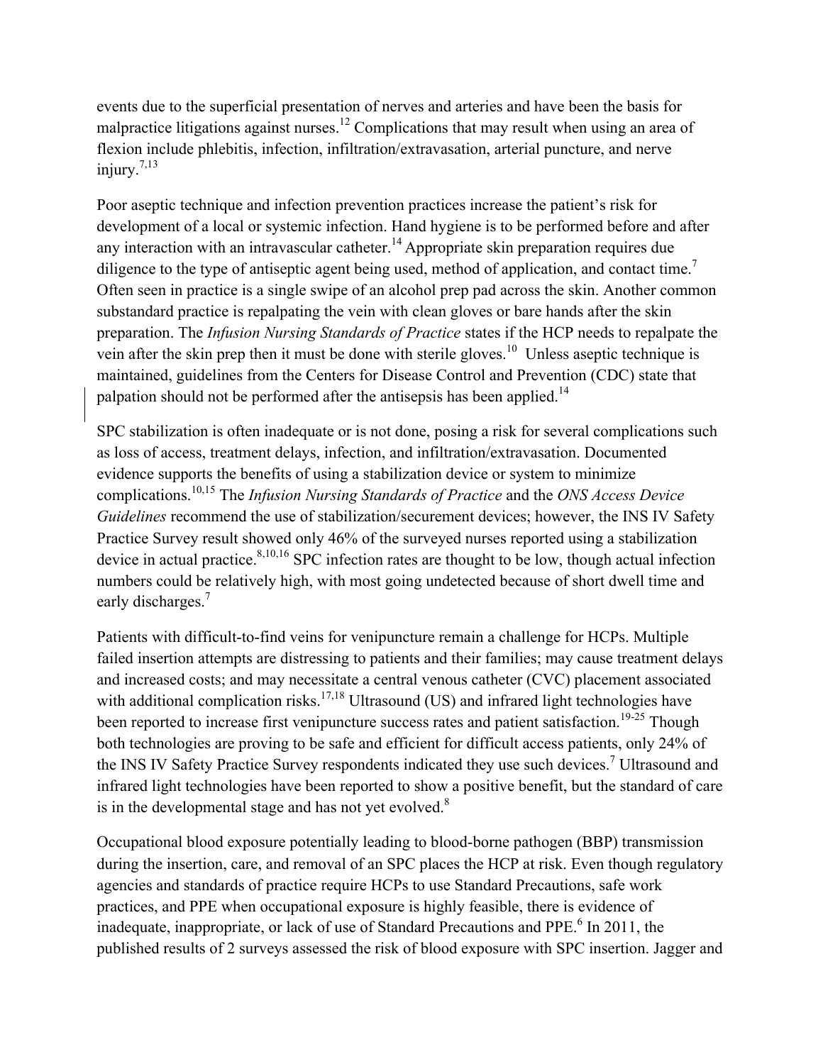events due to the superficial presentation of nerves and arteries and have been the basis for malpractice litigations against nurses.[12] Complications that may result when using an area of flexion include phlebitis, infection, infiltration/extravasation, arterial puncture, and nerve injury.[7,13]

Poor aseptic technique and infection prevention practices increase the patient's risk for development of a local or systemic infection. Hand hygiene is to be performed before and after any interaction with an intravascular catheter.[14] Appropriate skin preparation requires due diligence to the type of antiseptic agent being used, method of application, and contact time.[7] Often seen in practice is a single swipe of an alcohol prep pad across the skin. Another common substandard practice is repalpating the vein with clean gloves or bare hands after the skin preparation. The *Infusion Nursing Standards of Practice* states if the HCP needs to repalpate the vein after the skin prep then it must be done with sterile gloves.[10] Unless aseptic technique is maintained, guidelines from the Centers for Disease Control and Prevention (CDC) state that palpation should not be performed after the antisepsis has been applied.[14]

SPC stabilization is often inadequate or is not done, posing a risk for several complications such as loss of access, treatment delays, infection, and infiltration/extravasation. Documented evidence supports the benefits of using a stabilization device or system to minimize complications.[10,15] The *Infusion Nursing Standards of Practice* and the *ONS Access Device Guidelines* recommend the use of stabilization/securement devices; however, the INS IV Safety Practice Survey result showed only 46% of the surveyed nurses reported using a stabilization device in actual practice.[8,10,16] SPC infection rates are thought to be low, though actual infection numbers could be relatively high, with most going undetected because of short dwell time and early discharges.[7]

Patients with difficult-to-find veins for venipuncture remain a challenge for HCPs. Multiple failed insertion attempts are distressing to patients and their families; may cause treatment delays and increased costs; and may necessitate a central venous catheter (CVC) placement associated with additional complication risks.[17,18] Ultrasound (US) and infrared light technologies have been reported to increase first venipuncture success rates and patient satisfaction.[19-25] Though both technologies are proving to be safe and efficient for difficult access patients, only 24% of the INS IV Safety Practice Survey respondents indicated they use such devices.[7] Ultrasound and infrared light technologies have been reported to show a positive benefit, but the standard of care is in the developmental stage and has not yet evolved.[8]

Occupational blood exposure potentially leading to blood-borne pathogen (BBP) transmission during the insertion, care, and removal of an SPC places the HCP at risk. Even though regulatory agencies and standards of practice require HCPs to use Standard Precautions, safe work practices, and PPE when occupational exposure is highly feasible, there is evidence of inadequate, inappropriate, or lack of use of Standard Precautions and PPE.[6] In 2011, the published results of 2 surveys assessed the risk of blood exposure with SPC insertion. Jagger and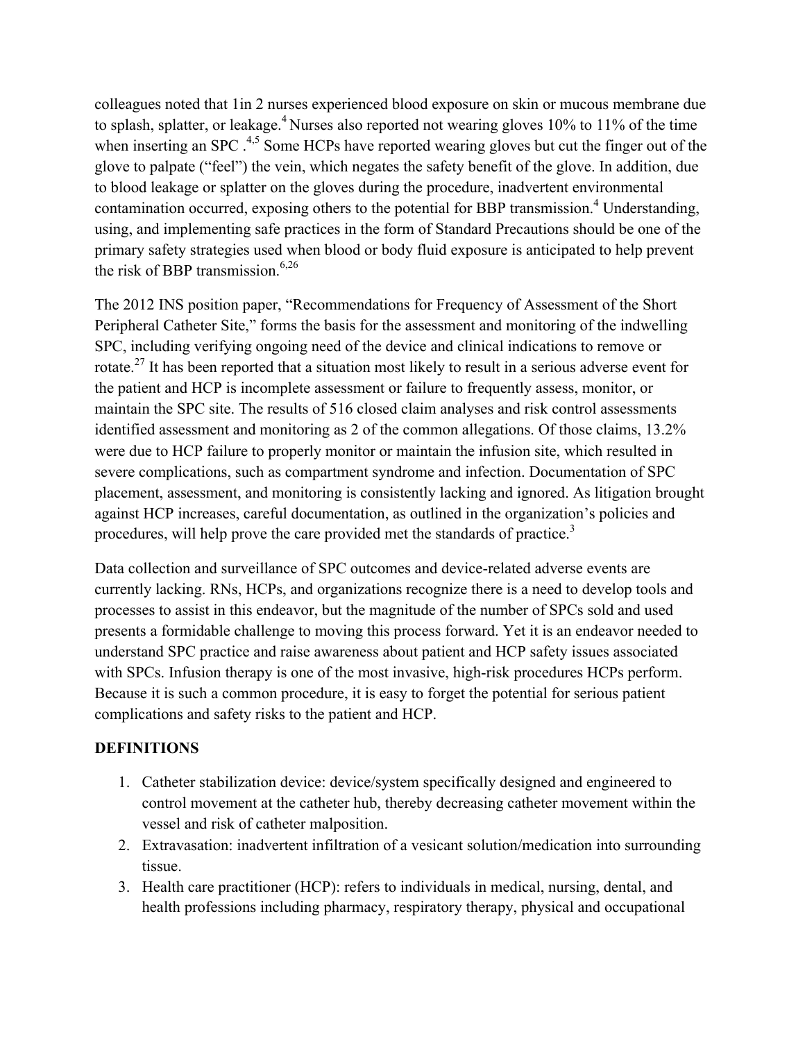colleagues noted that 1in 2 nurses experienced blood exposure on skin or mucous membrane due to splash, splatter, or leakage.[4] Nurses also reported not wearing gloves 10% to 11% of the time when inserting an SPC .[4,5] Some HCPs have reported wearing gloves but cut the finger out of the glove to palpate ("feel") the vein, which negates the safety benefit of the glove. In addition, due to blood leakage or splatter on the gloves during the procedure, inadvertent environmental contamination occurred, exposing others to the potential for BBP transmission.[4] Understanding, using, and implementing safe practices in the form of Standard Precautions should be one of the primary safety strategies used when blood or body fluid exposure is anticipated to help prevent the risk of BBP transmission.[6,26]

The 2012 INS position paper, "Recommendations for Frequency of Assessment of the Short Peripheral Catheter Site," forms the basis for the assessment and monitoring of the indwelling SPC, including verifying ongoing need of the device and clinical indications to remove or rotate.[27] It has been reported that a situation most likely to result in a serious adverse event for the patient and HCP is incomplete assessment or failure to frequently assess, monitor, or maintain the SPC site. The results of 516 closed claim analyses and risk control assessments identified assessment and monitoring as 2 of the common allegations. Of those claims, 13.2% were due to HCP failure to properly monitor or maintain the infusion site, which resulted in severe complications, such as compartment syndrome and infection. Documentation of SPC placement, assessment, and monitoring is consistently lacking and ignored. As litigation brought against HCP increases, careful documentation, as outlined in the organization's policies and procedures, will help prove the care provided met the standards of practice.[3]

Data collection and surveillance of SPC outcomes and device-related adverse events are currently lacking. RNs, HCPs, and organizations recognize there is a need to develop tools and processes to assist in this endeavor, but the magnitude of the number of SPCs sold and used presents a formidable challenge to moving this process forward. Yet it is an endeavor needed to understand SPC practice and raise awareness about patient and HCP safety issues associated with SPCs. Infusion therapy is one of the most invasive, high-risk procedures HCPs perform. Because it is such a common procedure, it is easy to forget the potential for serious patient complications and safety risks to the patient and HCP.

## DEFINITIONS

1. Catheter stabilization device: device/system specifically designed and engineered to control movement at the catheter hub, thereby decreasing catheter movement within the vessel and risk of catheter malposition.
2. Extravasation: inadvertent infiltration of a vesicant solution/medication into surrounding tissue.
3. Health care practitioner (HCP): refers to individuals in medical, nursing, dental, and health professions including pharmacy, respiratory therapy, physical and occupational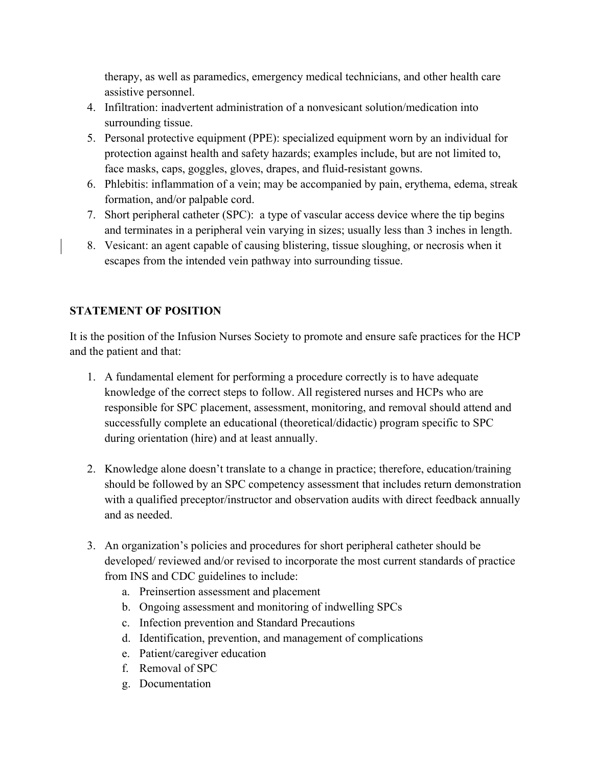therapy, as well as paramedics, emergency medical technicians, and other health care assistive personnel.

4. Infiltration: inadvertent administration of a nonvesicant solution/medication into surrounding tissue.
5. Personal protective equipment (PPE): specialized equipment worn by an individual for protection against health and safety hazards; examples include, but are not limited to, face masks, caps, goggles, gloves, drapes, and fluid-resistant gowns.
6. Phlebitis: inflammation of a vein; may be accompanied by pain, erythema, edema, streak formation, and/or palpable cord.
7. Short peripheral catheter (SPC): a type of vascular access device where the tip begins and terminates in a peripheral vein varying in sizes; usually less than 3 inches in length.
8. Vesicant: an agent capable of causing blistering, tissue sloughing, or necrosis when it escapes from the intended vein pathway into surrounding tissue.

## STATEMENT OF POSITION

It is the position of the Infusion Nurses Society to promote and ensure safe practices for the HCP and the patient and that:

1. A fundamental element for performing a procedure correctly is to have adequate knowledge of the correct steps to follow. All registered nurses and HCPs who are responsible for SPC placement, assessment, monitoring, and removal should attend and successfully complete an educational (theoretical/didactic) program specific to SPC during orientation (hire) and at least annually.

2. Knowledge alone doesn't translate to a change in practice; therefore, education/training should be followed by an SPC competency assessment that includes return demonstration with a qualified preceptor/instructor and observation audits with direct feedback annually and as needed.

3. An organization's policies and procedures for short peripheral catheter should be developed/ reviewed and/or revised to incorporate the most current standards of practice from INS and CDC guidelines to include:
   a. Preinsertion assessment and placement
   b. Ongoing assessment and monitoring of indwelling SPCs
   c. Infection prevention and Standard Precautions
   d. Identification, prevention, and management of complications
   e. Patient/caregiver education
   f. Removal of SPC
   g. Documentation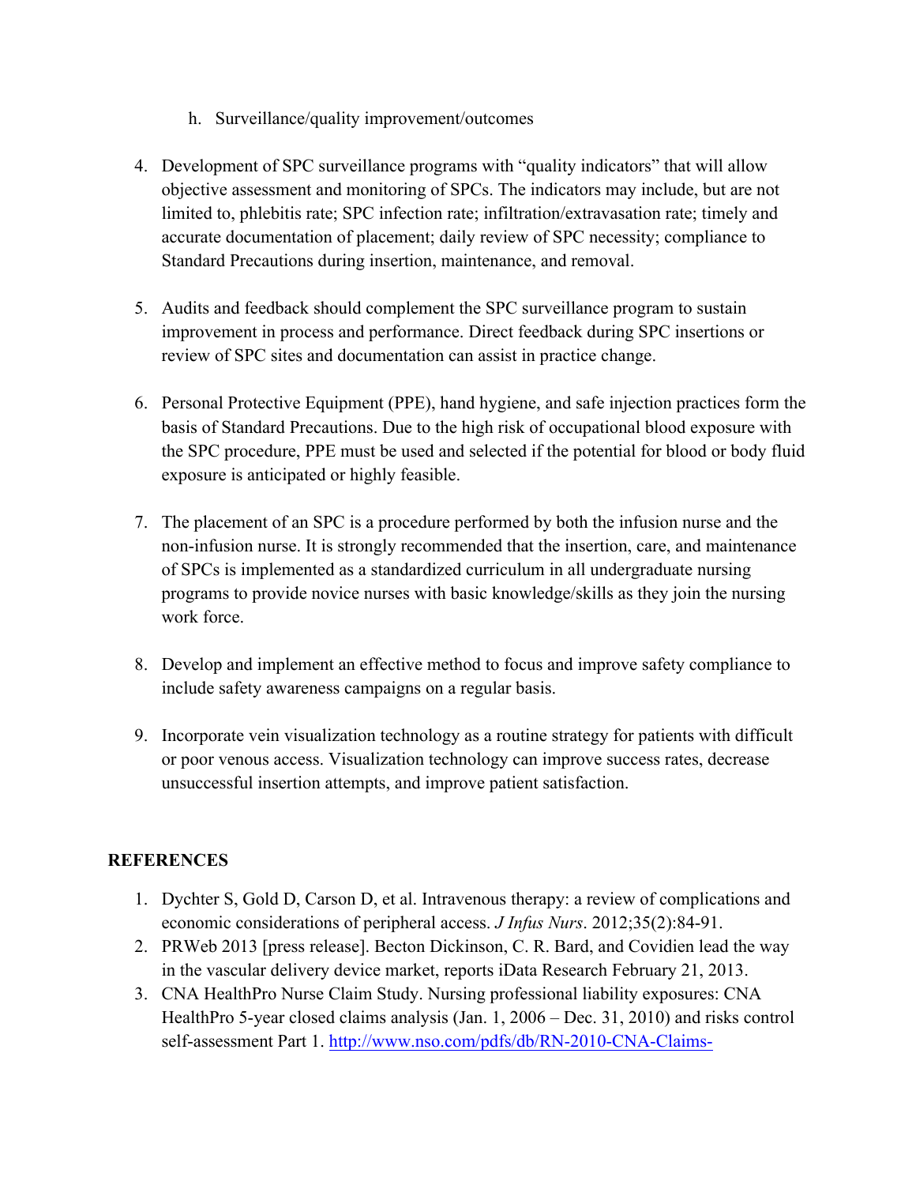h. Surveillance/quality improvement/outcomes

4. Development of SPC surveillance programs with "quality indicators" that will allow objective assessment and monitoring of SPCs. The indicators may include, but are not limited to, phlebitis rate; SPC infection rate; infiltration/extravasation rate; timely and accurate documentation of placement; daily review of SPC necessity; compliance to Standard Precautions during insertion, maintenance, and removal.

5. Audits and feedback should complement the SPC surveillance program to sustain improvement in process and performance. Direct feedback during SPC insertions or review of SPC sites and documentation can assist in practice change.

6. Personal Protective Equipment (PPE), hand hygiene, and safe injection practices form the basis of Standard Precautions. Due to the high risk of occupational blood exposure with the SPC procedure, PPE must be used and selected if the potential for blood or body fluid exposure is anticipated or highly feasible.

7. The placement of an SPC is a procedure performed by both the infusion nurse and the non-infusion nurse. It is strongly recommended that the insertion, care, and maintenance of SPCs is implemented as a standardized curriculum in all undergraduate nursing programs to provide novice nurses with basic knowledge/skills as they join the nursing work force.

8. Develop and implement an effective method to focus and improve safety compliance to include safety awareness campaigns on a regular basis.

9. Incorporate vein visualization technology as a routine strategy for patients with difficult or poor venous access. Visualization technology can improve success rates, decrease unsuccessful insertion attempts, and improve patient satisfaction.

## REFERENCES

1. Dychter S, Gold D, Carson D, et al. Intravenous therapy: a review of complications and economic considerations of peripheral access. *J Infus Nurs*. 2012;35(2):84-91.
2. PRWeb 2013 [press release]. Becton Dickinson, C. R. Bard, and Covidien lead the way in the vascular delivery device market, reports iData Research February 21, 2013.
3. CNA HealthPro Nurse Claim Study. Nursing professional liability exposures: CNA HealthPro 5-year closed claims analysis (Jan. 1, 2006 – Dec. 31, 2010) and risks control self-assessment Part 1. http://www.nso.com/pdfs/db/RN-2010-CNA-Claims-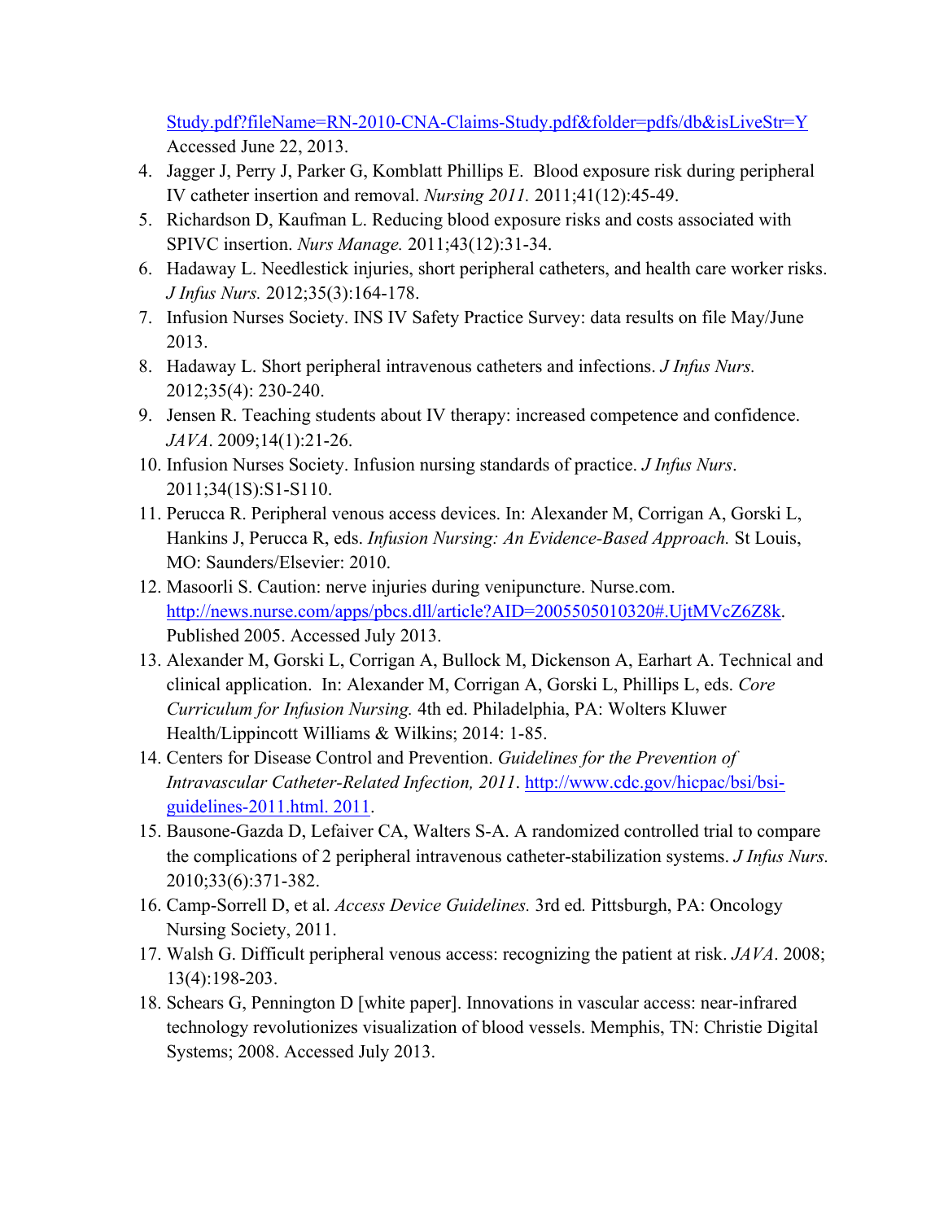Study.pdf?fileName=RN-2010-CNA-Claims-Study.pdf&folder=pdfs/db&isLiveStr=Y Accessed June 22, 2013.

4. Jagger J, Perry J, Parker G, Komblatt Phillips E. Blood exposure risk during peripheral IV catheter insertion and removal. *Nursing 2011.* 2011;41(12):45-49.
5. Richardson D, Kaufman L. Reducing blood exposure risks and costs associated with SPIVC insertion. *Nurs Manage.* 2011;43(12):31-34.
6. Hadaway L. Needlestick injuries, short peripheral catheters, and health care worker risks. *J Infus Nurs.* 2012;35(3):164-178.
7. Infusion Nurses Society. INS IV Safety Practice Survey: data results on file May/June 2013.
8. Hadaway L. Short peripheral intravenous catheters and infections. *J Infus Nurs.* 2012;35(4): 230-240.
9. Jensen R. Teaching students about IV therapy: increased competence and confidence. *JAVA*. 2009;14(1):21-26.
10. Infusion Nurses Society. Infusion nursing standards of practice. *J Infus Nurs*. 2011;34(1S):S1-S110.
11. Perucca R. Peripheral venous access devices. In: Alexander M, Corrigan A, Gorski L, Hankins J, Perucca R, eds. *Infusion Nursing: An Evidence-Based Approach.* St Louis, MO: Saunders/Elsevier: 2010.
12. Masoorli S. Caution: nerve injuries during venipuncture. Nurse.com. http://news.nurse.com/apps/pbcs.dll/article?AID=2005505010320#.UjtMVcZ6Z8k. Published 2005. Accessed July 2013.
13. Alexander M, Gorski L, Corrigan A, Bullock M, Dickenson A, Earhart A. Technical and clinical application. In: Alexander M, Corrigan A, Gorski L, Phillips L, eds. *Core Curriculum for Infusion Nursing.* 4th ed. Philadelphia, PA: Wolters Kluwer Health/Lippincott Williams & Wilkins; 2014: 1-85.
14. Centers for Disease Control and Prevention. *Guidelines for the Prevention of Intravascular Catheter-Related Infection, 2011*. http://www.cdc.gov/hicpac/bsi/bsi-guidelines-2011.html. 2011.
15. Bausone-Gazda D, Lefaiver CA, Walters S-A. A randomized controlled trial to compare the complications of 2 peripheral intravenous catheter-stabilization systems. *J Infus Nurs.* 2010;33(6):371-382.
16. Camp-Sorrell D, et al. *Access Device Guidelines.* 3rd ed*.* Pittsburgh, PA: Oncology Nursing Society, 2011.
17. Walsh G. Difficult peripheral venous access: recognizing the patient at risk. *JAVA*. 2008; 13(4):198-203.
18. Schears G, Pennington D [white paper]. Innovations in vascular access: near-infrared technology revolutionizes visualization of blood vessels. Memphis, TN: Christie Digital Systems; 2008. Accessed July 2013.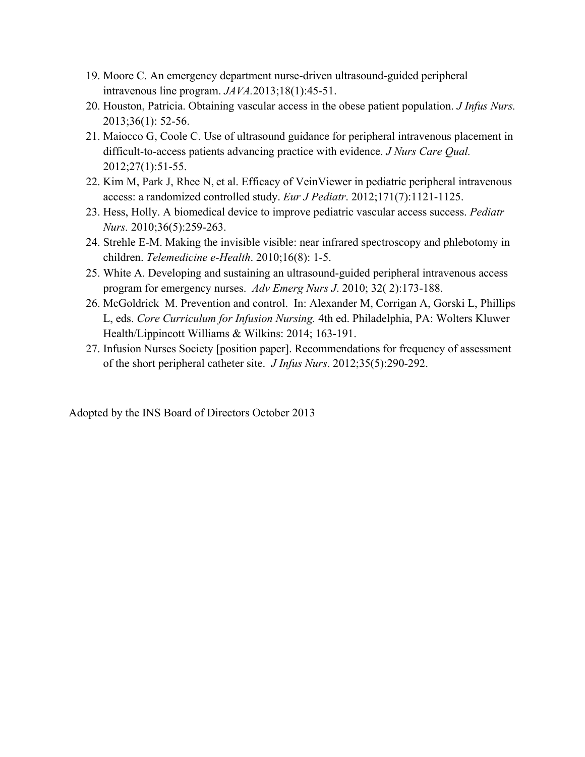19. Moore C. An emergency department nurse-driven ultrasound-guided peripheral intravenous line program. *JAVA.*2013;18(1):45-51.
20. Houston, Patricia. Obtaining vascular access in the obese patient population. *J Infus Nurs.* 2013;36(1): 52-56.
21. Maiocco G, Coole C. Use of ultrasound guidance for peripheral intravenous placement in difficult-to-access patients advancing practice with evidence. *J Nurs Care Qual.* 2012;27(1):51-55.
22. Kim M, Park J, Rhee N, et al. Efficacy of VeinViewer in pediatric peripheral intravenous access: a randomized controlled study. *Eur J Pediatr*. 2012;171(7):1121-1125.
23. Hess, Holly. A biomedical device to improve pediatric vascular access success. *Pediatr Nurs.* 2010;36(5):259-263.
24. Strehle E-M. Making the invisible visible: near infrared spectroscopy and phlebotomy in children. *Telemedicine e-Health*. 2010;16(8): 1-5.
25. White A. Developing and sustaining an ultrasound-guided peripheral intravenous access program for emergency nurses. *Adv Emerg Nurs J*. 2010; 32( 2):173-188.
26. McGoldrick M. Prevention and control. In: Alexander M, Corrigan A, Gorski L, Phillips L, eds. *Core Curriculum for Infusion Nursing.* 4th ed. Philadelphia, PA: Wolters Kluwer Health/Lippincott Williams & Wilkins: 2014; 163-191.
27. Infusion Nurses Society [position paper]. Recommendations for frequency of assessment of the short peripheral catheter site. *J Infus Nurs*. 2012;35(5):290-292.

Adopted by the INS Board of Directors October 2013